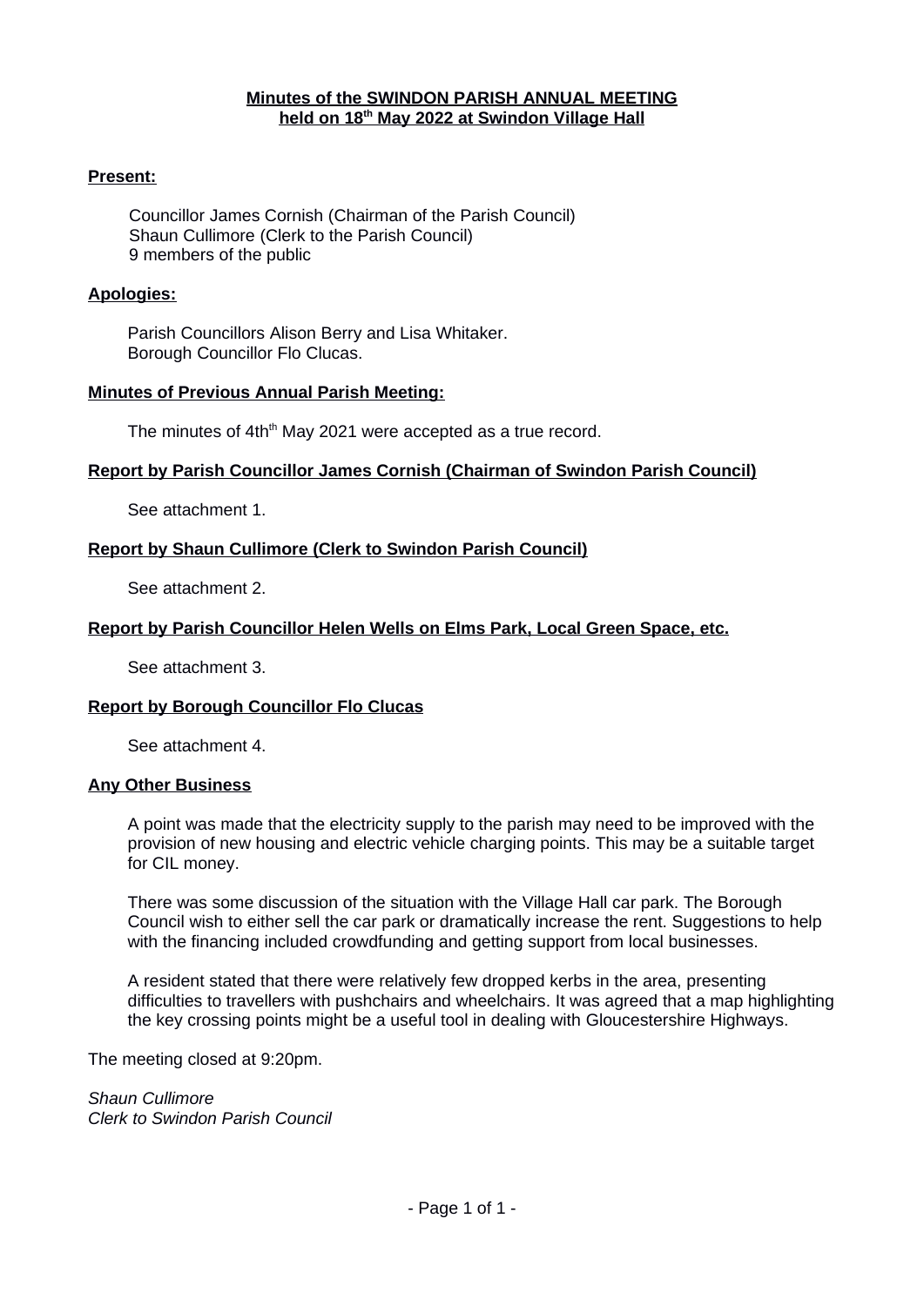# Minutes of the SWINDON PARISH ANNUAL MEETING held on 18th May 2022 at Swindon Village Hall

## Present:

Councillor James Cornish (Chairman of the Parish Council)
Shaun Cullimore (Clerk to the Parish Council)
9 members of the public

## Apologies:

Parish Councillors Alison Berry and Lisa Whitaker.
Borough Councillor Flo Clucas.

## Minutes of Previous Annual Parish Meeting:

The minutes of 4thth May 2021 were accepted as a true record.

## Report by Parish Councillor James Cornish (Chairman of Swindon Parish Council)

See attachment 1.

## Report by Shaun Cullimore (Clerk to Swindon Parish Council)

See attachment 2.

## Report by Parish Councillor Helen Wells on Elms Park, Local Green Space, etc.

See attachment 3.

## Report by Borough Councillor Flo Clucas

See attachment 4.

## Any Other Business

A point was made that the electricity supply to the parish may need to be improved with the provision of new housing and electric vehicle charging points. This may be a suitable target for CIL money.

There was some discussion of the situation with the Village Hall car park. The Borough Council wish to either sell the car park or dramatically increase the rent. Suggestions to help with the financing included crowdfunding and getting support from local businesses.

A resident stated that there were relatively few dropped kerbs in the area, presenting difficulties to travellers with pushchairs and wheelchairs. It was agreed that a map highlighting the key crossing points might be a useful tool in dealing with Gloucestershire Highways.

The meeting closed at 9:20pm.

*Shaun Cullimore*
*Clerk to Swindon Parish Council*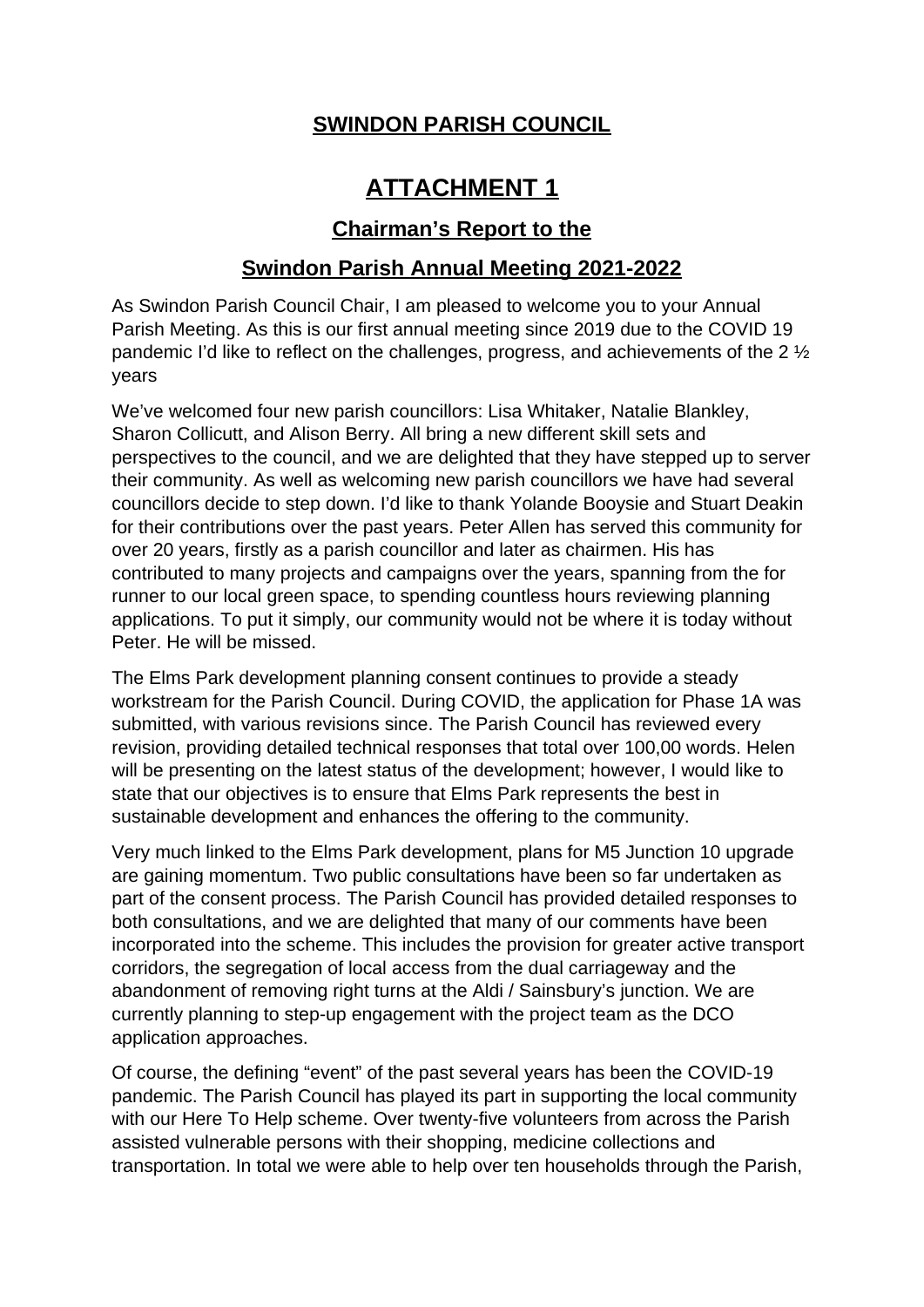**SWINDON PARISH COUNCIL**

# ATTACHMENT 1

## Chairman's Report to the

## Swindon Parish Annual Meeting 2021-2022

As Swindon Parish Council Chair, I am pleased to welcome you to your Annual Parish Meeting. As this is our first annual meeting since 2019 due to the COVID 19 pandemic I'd like to reflect on the challenges, progress, and achievements of the 2 ½ years

We've welcomed four new parish councillors: Lisa Whitaker, Natalie Blankley, Sharon Collicutt, and Alison Berry. All bring a new different skill sets and perspectives to the council, and we are delighted that they have stepped up to server their community. As well as welcoming new parish councillors we have had several councillors decide to step down. I'd like to thank Yolande Booysie and Stuart Deakin for their contributions over the past years. Peter Allen has served this community for over 20 years, firstly as a parish councillor and later as chairmen. His has contributed to many projects and campaigns over the years, spanning from the for runner to our local green space, to spending countless hours reviewing planning applications. To put it simply, our community would not be where it is today without Peter. He will be missed.

The Elms Park development planning consent continues to provide a steady workstream for the Parish Council. During COVID, the application for Phase 1A was submitted, with various revisions since. The Parish Council has reviewed every revision, providing detailed technical responses that total over 100,00 words. Helen will be presenting on the latest status of the development; however, I would like to state that our objectives is to ensure that Elms Park represents the best in sustainable development and enhances the offering to the community.

Very much linked to the Elms Park development, plans for M5 Junction 10 upgrade are gaining momentum. Two public consultations have been so far undertaken as part of the consent process. The Parish Council has provided detailed responses to both consultations, and we are delighted that many of our comments have been incorporated into the scheme. This includes the provision for greater active transport corridors, the segregation of local access from the dual carriageway and the abandonment of removing right turns at the Aldi / Sainsbury's junction. We are currently planning to step-up engagement with the project team as the DCO application approaches.

Of course, the defining "event" of the past several years has been the COVID-19 pandemic. The Parish Council has played its part in supporting the local community with our Here To Help scheme. Over twenty-five volunteers from across the Parish assisted vulnerable persons with their shopping, medicine collections and transportation. In total we were able to help over ten households through the Parish,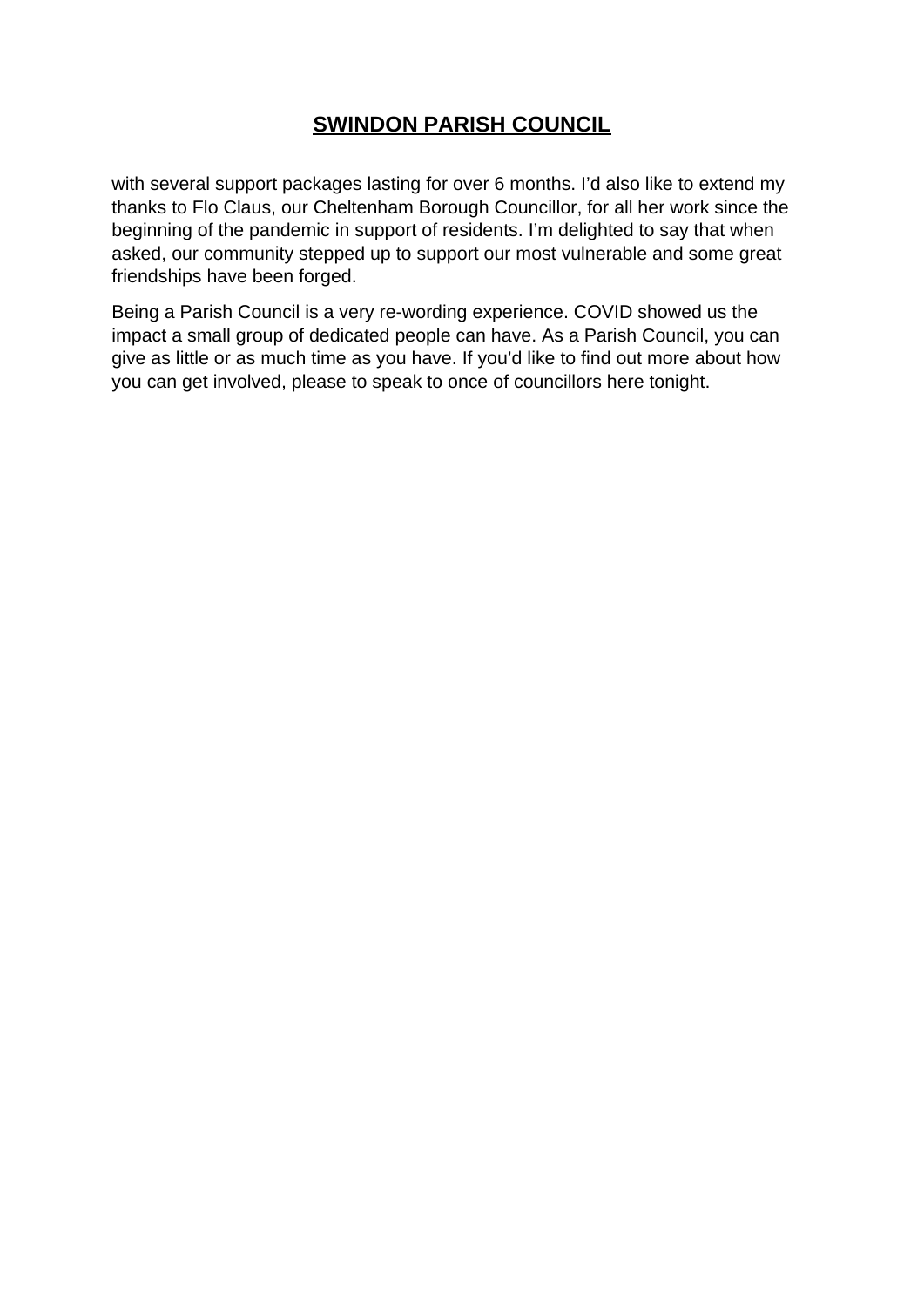**SWINDON PARISH COUNCIL**

with several support packages lasting for over 6 months. I'd also like to extend my thanks to Flo Claus, our Cheltenham Borough Councillor, for all her work since the beginning of the pandemic in support of residents. I'm delighted to say that when asked, our community stepped up to support our most vulnerable and some great friendships have been forged.

Being a Parish Council is a very re-wording experience. COVID showed us the impact a small group of dedicated people can have. As a Parish Council, you can give as little or as much time as you have. If you'd like to find out more about how you can get involved, please to speak to once of councillors here tonight.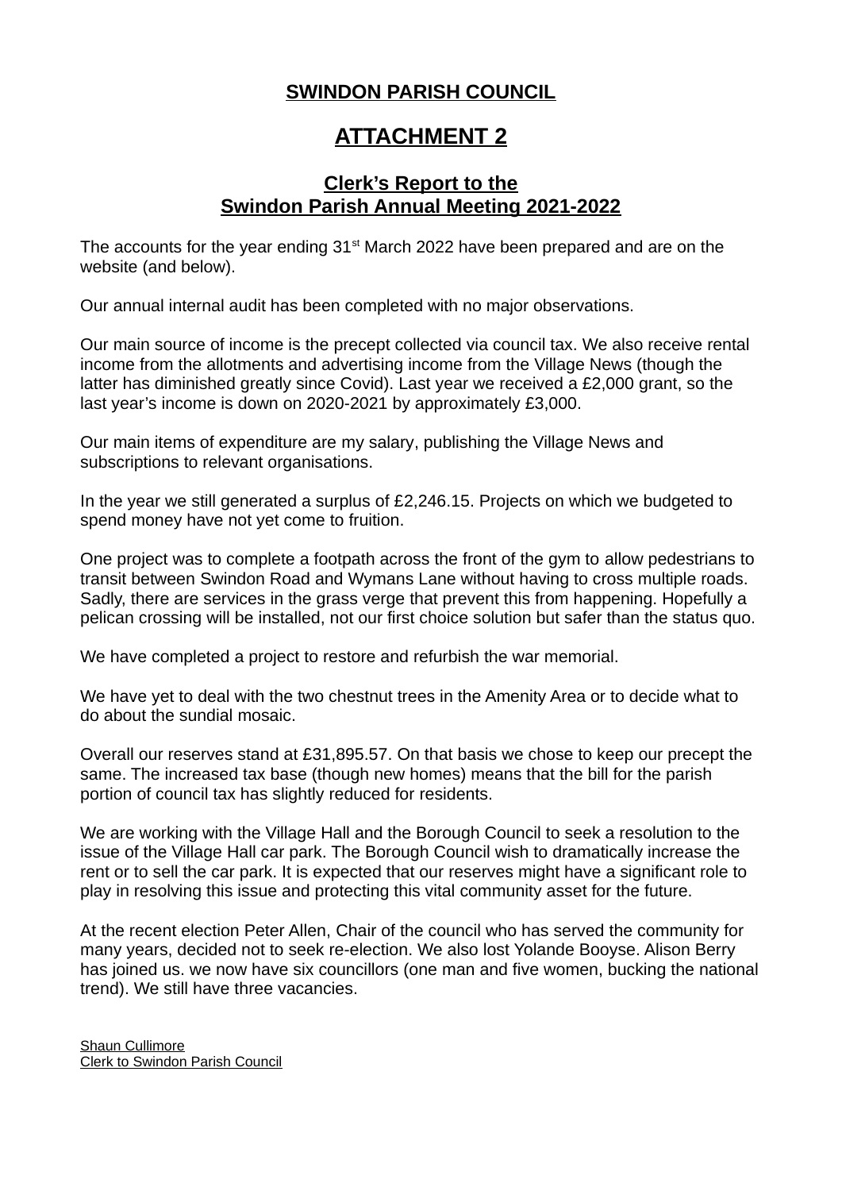# SWINDON PARISH COUNCIL

# ATTACHMENT 2

## Clerk's Report to the Swindon Parish Annual Meeting 2021-2022

The accounts for the year ending 31st March 2022 have been prepared and are on the website (and below).

Our annual internal audit has been completed with no major observations.

Our main source of income is the precept collected via council tax. We also receive rental income from the allotments and advertising income from the Village News (though the latter has diminished greatly since Covid). Last year we received a £2,000 grant, so the last year's income is down on 2020-2021 by approximately £3,000.

Our main items of expenditure are my salary, publishing the Village News and subscriptions to relevant organisations.

In the year we still generated a surplus of £2,246.15. Projects on which we budgeted to spend money have not yet come to fruition.

One project was to complete a footpath across the front of the gym to allow pedestrians to transit between Swindon Road and Wymans Lane without having to cross multiple roads. Sadly, there are services in the grass verge that prevent this from happening. Hopefully a pelican crossing will be installed, not our first choice solution but safer than the status quo.

We have completed a project to restore and refurbish the war memorial.

We have yet to deal with the two chestnut trees in the Amenity Area or to decide what to do about the sundial mosaic.

Overall our reserves stand at £31,895.57. On that basis we chose to keep our precept the same. The increased tax base (though new homes) means that the bill for the parish portion of council tax has slightly reduced for residents.

We are working with the Village Hall and the Borough Council to seek a resolution to the issue of the Village Hall car park. The Borough Council wish to dramatically increase the rent or to sell the car park. It is expected that our reserves might have a significant role to play in resolving this issue and protecting this vital community asset for the future.

At the recent election Peter Allen, Chair of the council who has served the community for many years, decided not to seek re-election. We also lost Yolande Booyse. Alison Berry has joined us. we now have six councillors (one man and five women, bucking the national trend). We still have three vacancies.

Shaun Cullimore
Clerk to Swindon Parish Council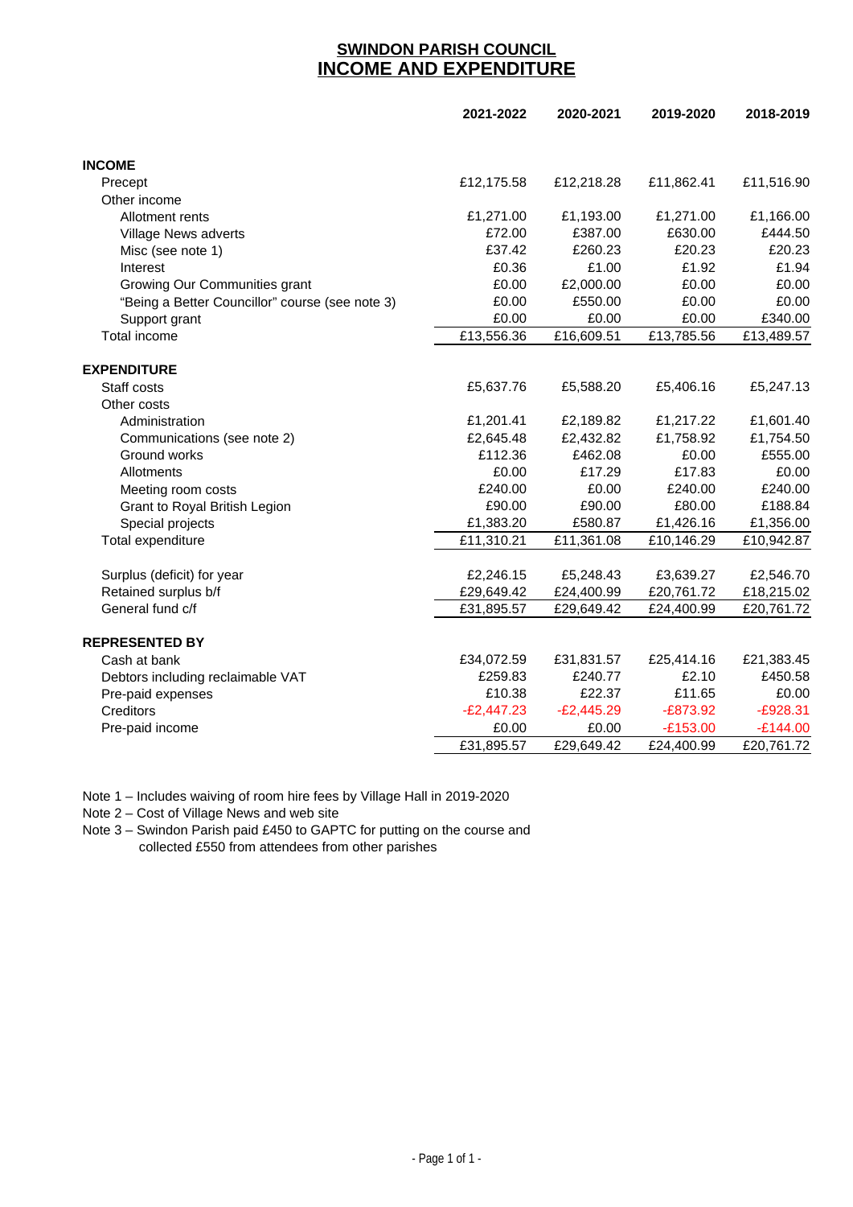# SWINDON PARISH COUNCIL
# INCOME AND EXPENDITURE

| | 2021-2022 | 2020-2021 | 2019-2020 | 2018-2019 |
|---|---|---|---|---|
| **INCOME** | | | | |
| Precept | £12,175.58 | £12,218.28 | £11,862.41 | £11,516.90 |
| Other income | | | | |
| Allotment rents | £1,271.00 | £1,193.00 | £1,271.00 | £1,166.00 |
| Village News adverts | £72.00 | £387.00 | £630.00 | £444.50 |
| Misc (see note 1) | £37.42 | £260.23 | £20.23 | £20.23 |
| Interest | £0.36 | £1.00 | £1.92 | £1.94 |
| Growing Our Communities grant | £0.00 | £2,000.00 | £0.00 | £0.00 |
| "Being a Better Councillor" course (see note 3) | £0.00 | £550.00 | £0.00 | £0.00 |
| Support grant | £0.00 | £0.00 | £0.00 | £340.00 |
| Total income | £13,556.36 | £16,609.51 | £13,785.56 | £13,489.57 |
| **EXPENDITURE** | | | | |
| Staff costs | £5,637.76 | £5,588.20 | £5,406.16 | £5,247.13 |
| Other costs | | | | |
| Administration | £1,201.41 | £2,189.82 | £1,217.22 | £1,601.40 |
| Communications (see note 2) | £2,645.48 | £2,432.82 | £1,758.92 | £1,754.50 |
| Ground works | £112.36 | £462.08 | £0.00 | £555.00 |
| Allotments | £0.00 | £17.29 | £17.83 | £0.00 |
| Meeting room costs | £240.00 | £0.00 | £240.00 | £240.00 |
| Grant to Royal British Legion | £90.00 | £90.00 | £80.00 | £188.84 |
| Special projects | £1,383.20 | £580.87 | £1,426.16 | £1,356.00 |
| Total expenditure | £11,310.21 | £11,361.08 | £10,146.29 | £10,942.87 |
| Surplus (deficit) for year | £2,246.15 | £5,248.43 | £3,639.27 | £2,546.70 |
| Retained surplus b/f | £29,649.42 | £24,400.99 | £20,761.72 | £18,215.02 |
| General fund c/f | £31,895.57 | £29,649.42 | £24,400.99 | £20,761.72 |
| **REPRESENTED BY** | | | | |
| Cash at bank | £34,072.59 | £31,831.57 | £25,414.16 | £21,383.45 |
| Debtors including reclaimable VAT | £259.83 | £240.77 | £2.10 | £450.58 |
| Pre-paid expenses | £10.38 | £22.37 | £11.65 | £0.00 |
| Creditors | -£2,447.23 | -£2,445.29 | -£873.92 | -£928.31 |
| Pre-paid income | £0.00 | £0.00 | -£153.00 | -£144.00 |
| | £31,895.57 | £29,649.42 | £24,400.99 | £20,761.72 |

Note 1 – Includes waiving of room hire fees by Village Hall in 2019-2020

Note 2 – Cost of Village News and web site

Note 3 – Swindon Parish paid £450 to GAPTC for putting on the course and collected £550 from attendees from other parishes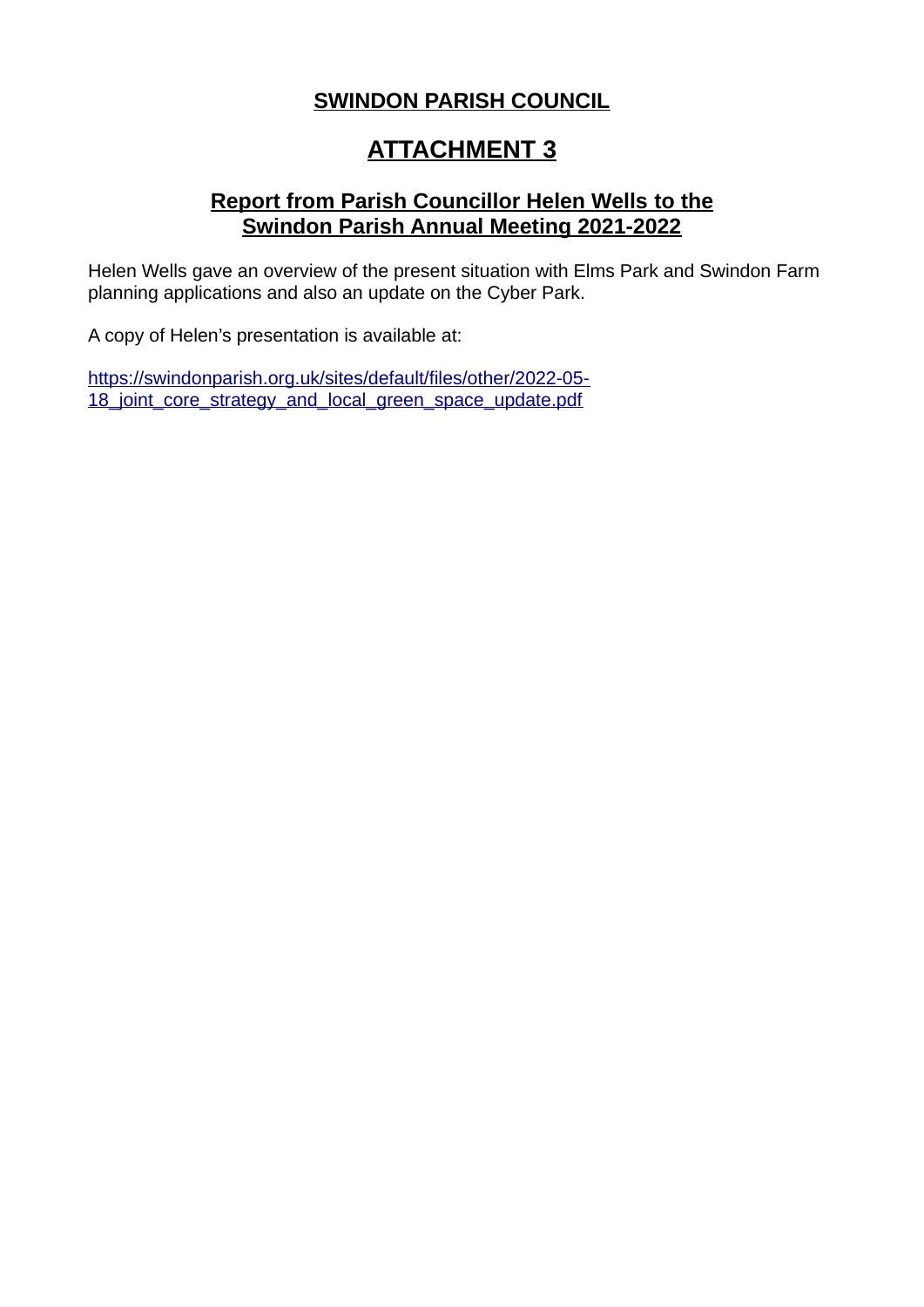# SWINDON PARISH COUNCIL

# ATTACHMENT 3

## Report from Parish Councillor Helen Wells to the Swindon Parish Annual Meeting 2021-2022

Helen Wells gave an overview of the present situation with Elms Park and Swindon Farm planning applications and also an update on the Cyber Park.

A copy of Helen's presentation is available at:

https://swindonparish.org.uk/sites/default/files/other/2022-05-18_joint_core_strategy_and_local_green_space_update.pdf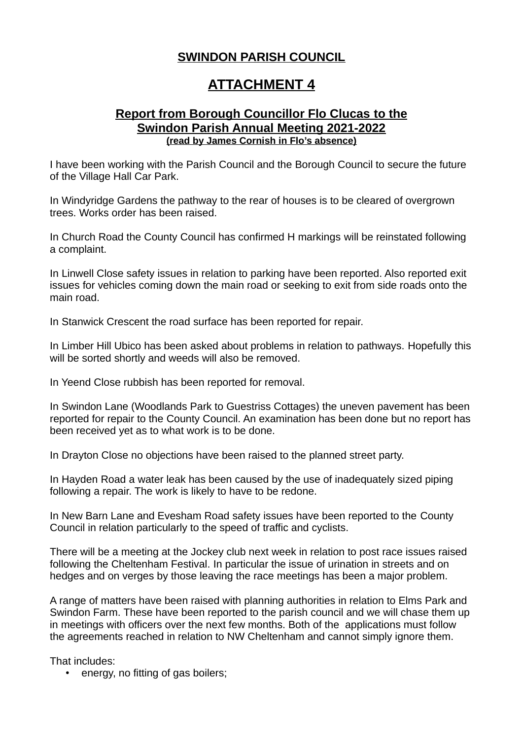## SWINDON PARISH COUNCIL

# ATTACHMENT 4

### Report from Borough Councillor Flo Clucas to the Swindon Parish Annual Meeting 2021-2022

**(read by James Cornish in Flo's absence)**

I have been working with the Parish Council and the Borough Council to secure the future of the Village Hall Car Park.

In Windyridge Gardens the pathway to the rear of houses is to be cleared of overgrown trees. Works order has been raised.

In Church Road the County Council has confirmed H markings will be reinstated following a complaint.

In Linwell Close safety issues in relation to parking have been reported. Also reported exit issues for vehicles coming down the main road or seeking to exit from side roads onto the main road.

In Stanwick Crescent the road surface has been reported for repair.

In Limber Hill Ubico has been asked about problems in relation to pathways. Hopefully this will be sorted shortly and weeds will also be removed.

In Yeend Close rubbish has been reported for removal.

In Swindon Lane (Woodlands Park to Guestriss Cottages) the uneven pavement has been reported for repair to the County Council. An examination has been done but no report has been received yet as to what work is to be done.

In Drayton Close no objections have been raised to the planned street party.

In Hayden Road a water leak has been caused by the use of inadequately sized piping following a repair. The work is likely to have to be redone.

In New Barn Lane and Evesham Road safety issues have been reported to the County Council in relation particularly to the speed of traffic and cyclists.

There will be a meeting at the Jockey club next week in relation to post race issues raised following the Cheltenham Festival. In particular the issue of urination in streets and on hedges and on verges by those leaving the race meetings has been a major problem.

A range of matters have been raised with planning authorities in relation to Elms Park and Swindon Farm. These have been reported to the parish council and we will chase them up in meetings with officers over the next few months. Both of the applications must follow the agreements reached in relation to NW Cheltenham and cannot simply ignore them.

That includes:

- energy, no fitting of gas boilers;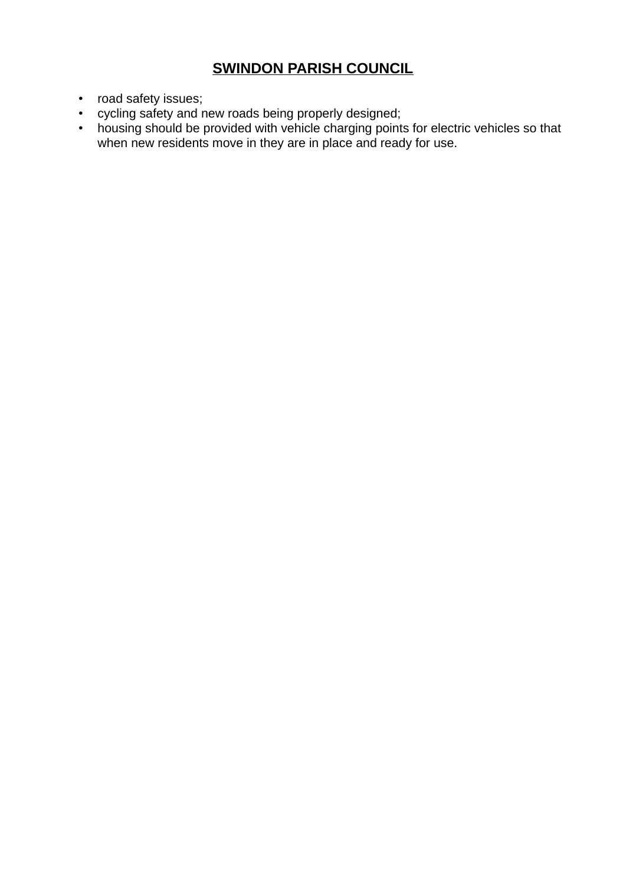**SWINDON PARISH COUNCIL**

- road safety issues;
- cycling safety and new roads being properly designed;
- housing should be provided with vehicle charging points for electric vehicles so that when new residents move in they are in place and ready for use.